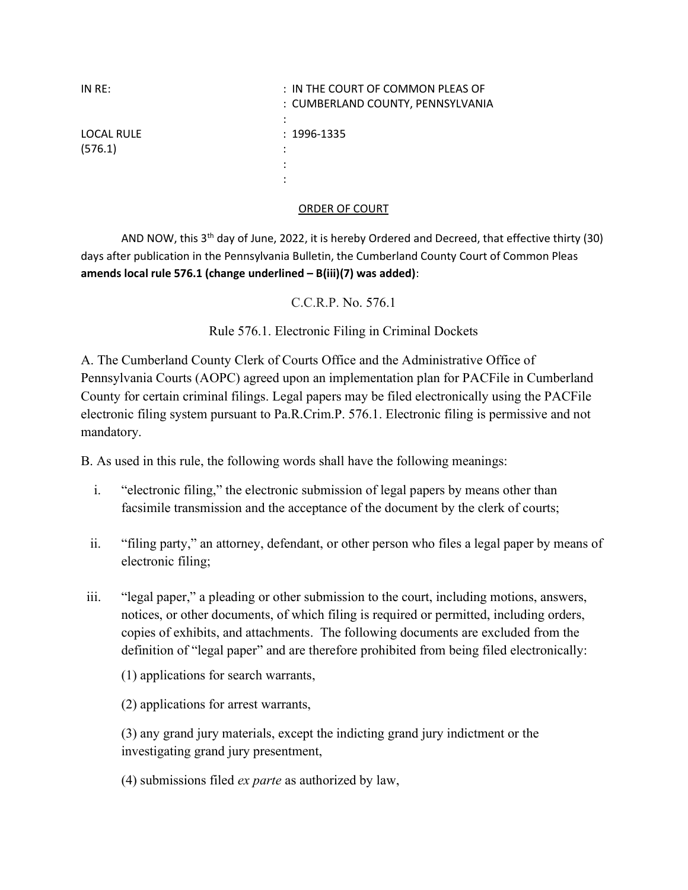| IN RE: | : IN THE COURT OF COMMON PLEAS OF |
|---|---|
| | : CUMBERLAND COUNTY, PENNSYLVANIA |
| | : |
| LOCAL RULE | : 1996-1335 |
| (576.1) | : |
| | : |
| | : |

ORDER OF COURT

AND NOW, this 3rd day of June, 2022, it is hereby Ordered and Decreed, that effective thirty (30) days after publication in the Pennsylvania Bulletin, the Cumberland County Court of Common Pleas **amends local rule 576.1 (change underlined – B(iii)(7) was added)**:

C.C.R.P. No. 576.1

Rule 576.1. Electronic Filing in Criminal Dockets

A. The Cumberland County Clerk of Courts Office and the Administrative Office of Pennsylvania Courts (AOPC) agreed upon an implementation plan for PACFile in Cumberland County for certain criminal filings. Legal papers may be filed electronically using the PACFile electronic filing system pursuant to Pa.R.Crim.P. 576.1. Electronic filing is permissive and not mandatory.

B. As used in this rule, the following words shall have the following meanings:

i. "electronic filing," the electronic submission of legal papers by means other than facsimile transmission and the acceptance of the document by the clerk of courts;

ii. "filing party," an attorney, defendant, or other person who files a legal paper by means of electronic filing;

iii. "legal paper," a pleading or other submission to the court, including motions, answers, notices, or other documents, of which filing is required or permitted, including orders, copies of exhibits, and attachments. The following documents are excluded from the definition of "legal paper" and are therefore prohibited from being filed electronically:

(1) applications for search warrants,

(2) applications for arrest warrants,

(3) any grand jury materials, except the indicting grand jury indictment or the investigating grand jury presentment,

(4) submissions filed *ex parte* as authorized by law,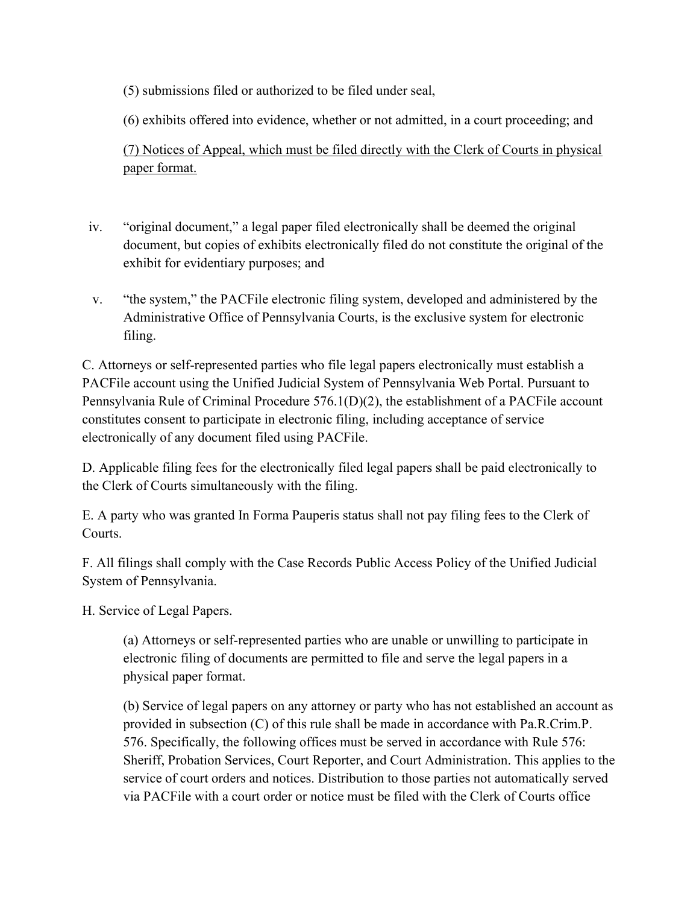(5) submissions filed or authorized to be filed under seal,

(6) exhibits offered into evidence, whether or not admitted, in a court proceeding; and

<u>(7) Notices of Appeal, which must be filed directly with the Clerk of Courts in physical paper format.</u>

iv. "original document," a legal paper filed electronically shall be deemed the original document, but copies of exhibits electronically filed do not constitute the original of the exhibit for evidentiary purposes; and

v. "the system," the PACFile electronic filing system, developed and administered by the Administrative Office of Pennsylvania Courts, is the exclusive system for electronic filing.

C. Attorneys or self-represented parties who file legal papers electronically must establish a PACFile account using the Unified Judicial System of Pennsylvania Web Portal. Pursuant to Pennsylvania Rule of Criminal Procedure 576.1(D)(2), the establishment of a PACFile account constitutes consent to participate in electronic filing, including acceptance of service electronically of any document filed using PACFile.

D. Applicable filing fees for the electronically filed legal papers shall be paid electronically to the Clerk of Courts simultaneously with the filing.

E. A party who was granted In Forma Pauperis status shall not pay filing fees to the Clerk of Courts.

F. All filings shall comply with the Case Records Public Access Policy of the Unified Judicial System of Pennsylvania.

H. Service of Legal Papers.

(a) Attorneys or self-represented parties who are unable or unwilling to participate in electronic filing of documents are permitted to file and serve the legal papers in a physical paper format.

(b) Service of legal papers on any attorney or party who has not established an account as provided in subsection (C) of this rule shall be made in accordance with Pa.R.Crim.P. 576. Specifically, the following offices must be served in accordance with Rule 576: Sheriff, Probation Services, Court Reporter, and Court Administration. This applies to the service of court orders and notices. Distribution to those parties not automatically served via PACFile with a court order or notice must be filed with the Clerk of Courts office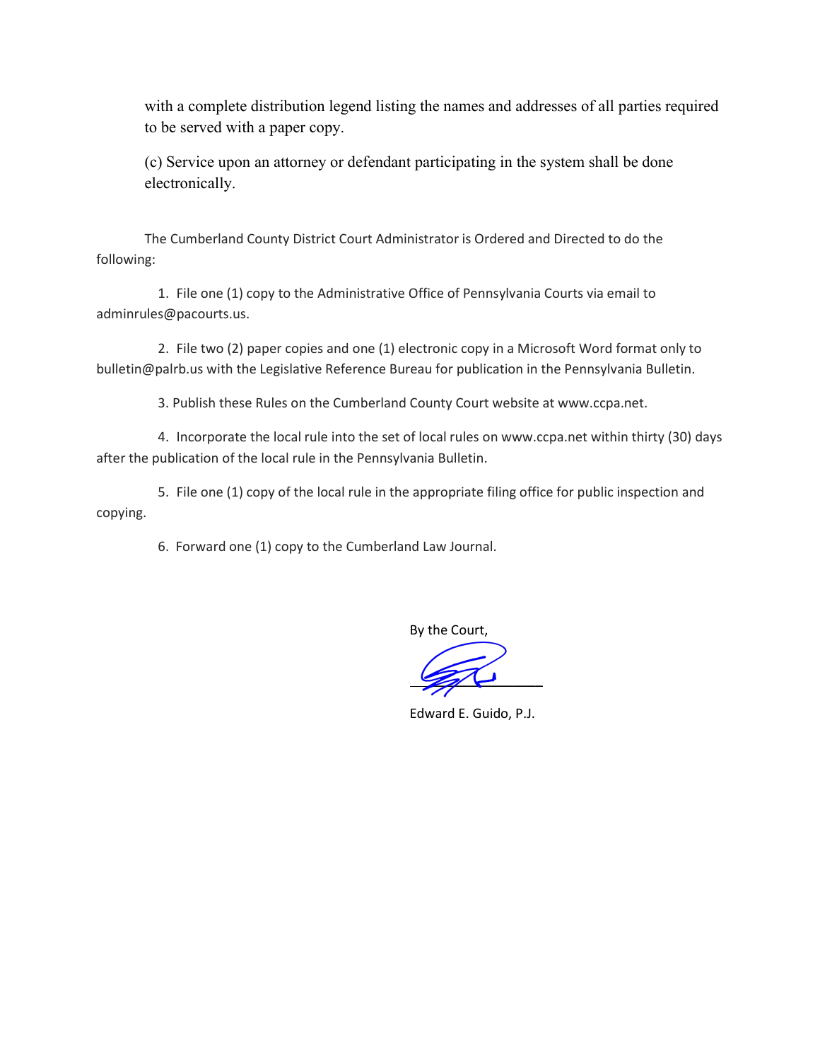with a complete distribution legend listing the names and addresses of all parties required to be served with a paper copy.

(c) Service upon an attorney or defendant participating in the system shall be done electronically.

The Cumberland County District Court Administrator is Ordered and Directed to do the following:

1. File one (1) copy to the Administrative Office of Pennsylvania Courts via email to adminrules@pacourts.us.

2. File two (2) paper copies and one (1) electronic copy in a Microsoft Word format only to bulletin@palrb.us with the Legislative Reference Bureau for publication in the Pennsylvania Bulletin.

3. Publish these Rules on the Cumberland County Court website at www.ccpa.net.

4. Incorporate the local rule into the set of local rules on www.ccpa.net within thirty (30) days after the publication of the local rule in the Pennsylvania Bulletin.

5. File one (1) copy of the local rule in the appropriate filing office for public inspection and copying.

6. Forward one (1) copy to the Cumberland Law Journal.

By the Court,

Edward E. Guido, P.J.